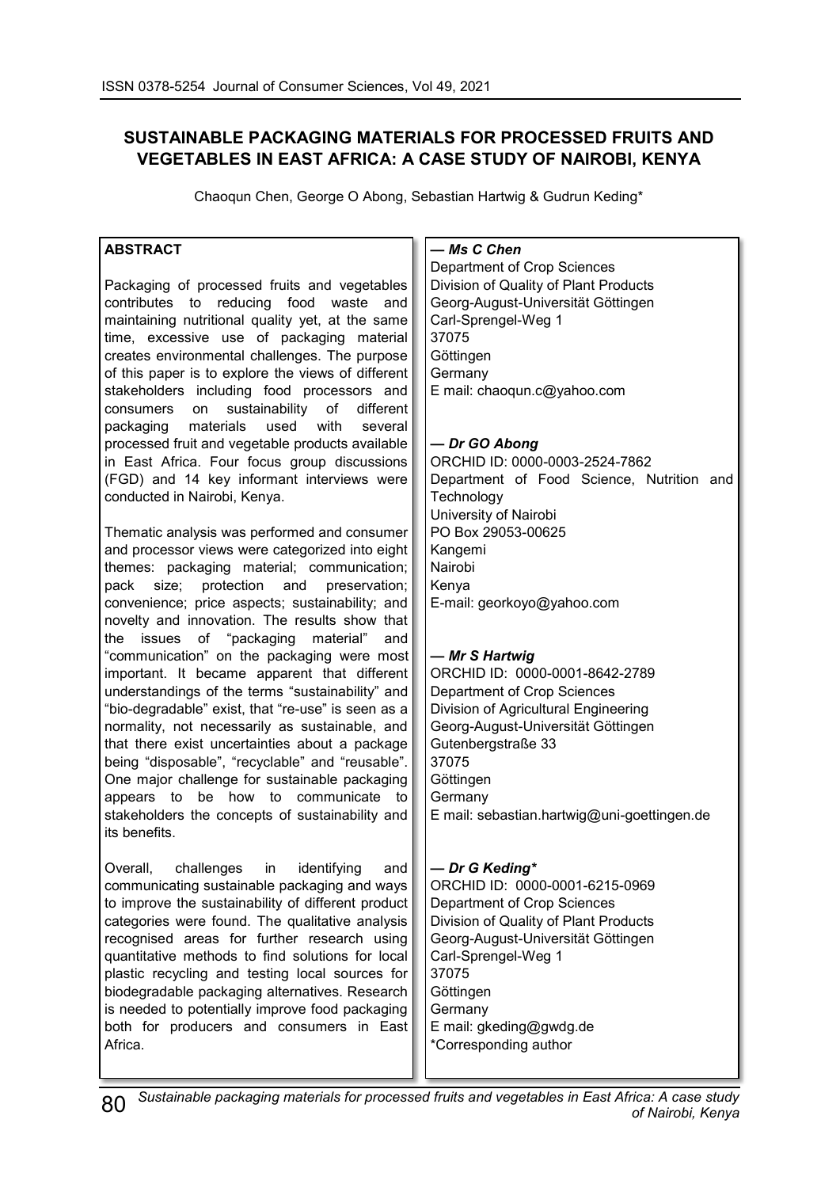# SUSTAINABLE PACKAGING MATERIALS FOR PROCESSED FRUITS AND VEGETABLES IN EAST AFRICA: A CASE STUDY OF NAIROBI, KENYA

Chaoqun Chen, George O Abong, Sebastian Hartwig & Gudrun Keding*

## ABSTRACT

Packaging of processed fruits and vegetables contributes to reducing food waste and maintaining nutritional quality yet, at the same time, excessive use of packaging material creates environmental challenges. The purpose of this paper is to explore the views of different stakeholders including food processors and consumers on sustainability of different packaging materials used with several processed fruit and vegetable products available in East Africa. Four focus group discussions (FGD) and 14 key informant interviews were conducted in Nairobi, Kenya.

Thematic analysis was performed and consumer and processor views were categorized into eight themes: packaging material; communication; pack size; protection and preservation; convenience; price aspects; sustainability; and novelty and innovation. The results show that the issues of "packaging material" and "communication" on the packaging were most important. It became apparent that different understandings of the terms "sustainability" and "bio-degradable" exist, that "re-use" is seen as a normality, not necessarily as sustainable, and that there exist uncertainties about a package being "disposable", "recyclable" and "reusable". One major challenge for sustainable packaging appears to be how to communicate to stakeholders the concepts of sustainability and its benefits.

Overall, challenges in identifying and communicating sustainable packaging and ways to improve the sustainability of different product categories were found. The qualitative analysis recognised areas for further research using quantitative methods to find solutions for local plastic recycling and testing local sources for biodegradable packaging alternatives. Research is needed to potentially improve food packaging both for producers and consumers in East Africa.

***— Ms C Chen***
Department of Crop Sciences
Division of Quality of Plant Products
Georg-August-Universität Göttingen
Carl-Sprengel-Weg 1
37075
Göttingen
Germany
E mail: chaoqun.c@yahoo.com

***— Dr GO Abong***
ORCHID ID: 0000-0003-2524-7862
Department of Food Science, Nutrition and Technology
University of Nairobi
PO Box 29053-00625
Kangemi
Nairobi
Kenya
E-mail: georkoyo@yahoo.com

***— Mr S Hartwig***
ORCHID ID: 0000-0001-8642-2789
Department of Crop Sciences
Division of Agricultural Engineering
Georg-August-Universität Göttingen
Gutenbergstraße 33
37075
Göttingen
Germany
E mail: sebastian.hartwig@uni-goettingen.de

***— Dr G Keding****
ORCHID ID: 0000-0001-6215-0969
Department of Crop Sciences
Division of Quality of Plant Products
Georg-August-Universität Göttingen
Carl-Sprengel-Weg 1
37075
Göttingen
Germany
E mail: gkeding@gwdg.de
*Corresponding author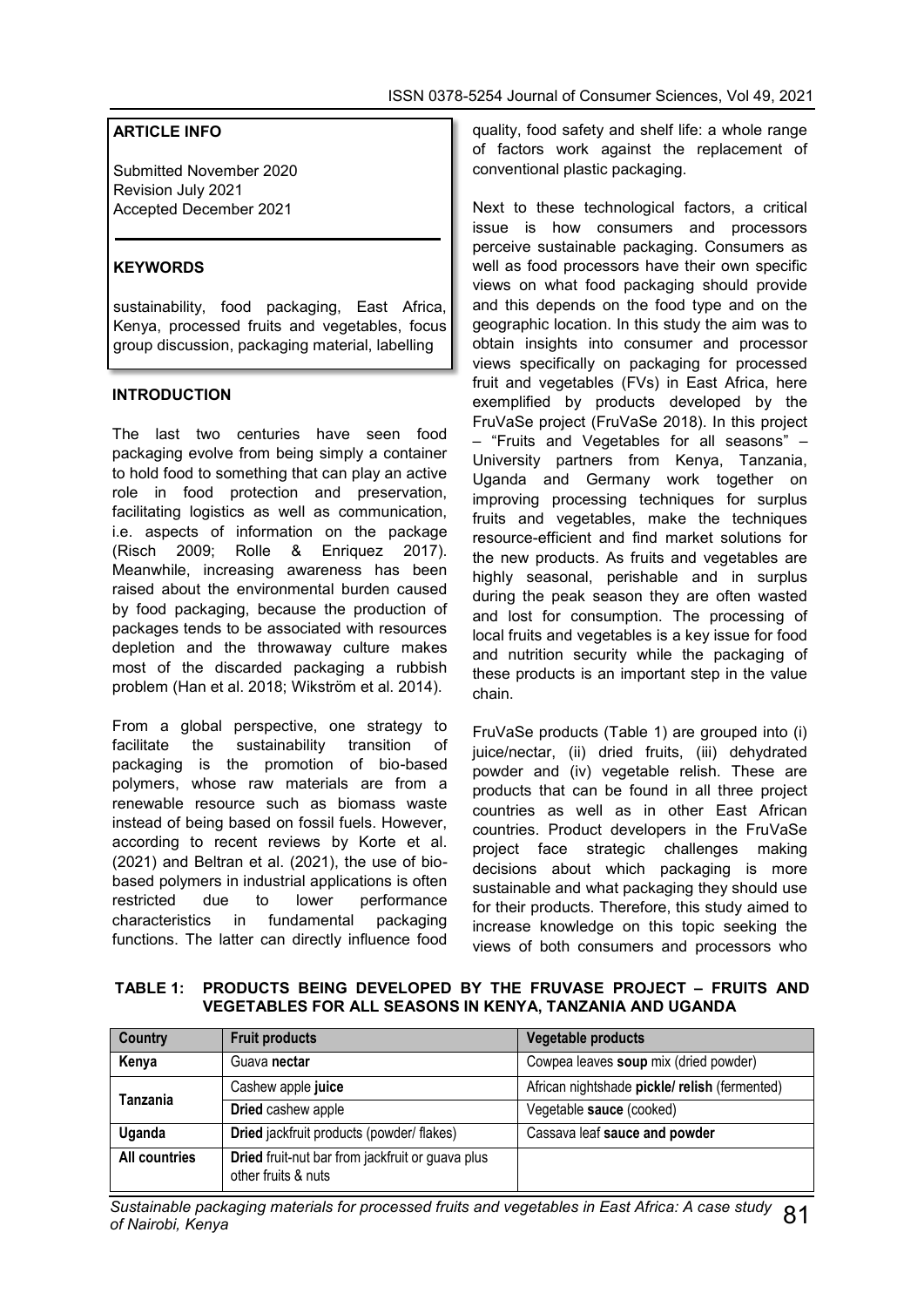**ARTICLE INFO**

Submitted November 2020
Revision July 2021
Accepted December 2021

**KEYWORDS**

sustainability, food packaging, East Africa, Kenya, processed fruits and vegetables, focus group discussion, packaging material, labelling

## INTRODUCTION

The last two centuries have seen food packaging evolve from being simply a container to hold food to something that can play an active role in food protection and preservation, facilitating logistics as well as communication, i.e. aspects of information on the package (Risch 2009; Rolle & Enriquez 2017). Meanwhile, increasing awareness has been raised about the environmental burden caused by food packaging, because the production of packages tends to be associated with resources depletion and the throwaway culture makes most of the discarded packaging a rubbish problem (Han et al. 2018; Wikström et al. 2014).

From a global perspective, one strategy to facilitate the sustainability transition of packaging is the promotion of bio-based polymers, whose raw materials are from a renewable resource such as biomass waste instead of being based on fossil fuels. However, according to recent reviews by Korte et al. (2021) and Beltran et al. (2021), the use of bio-based polymers in industrial applications is often restricted due to lower performance characteristics in fundamental packaging functions. The latter can directly influence food quality, food safety and shelf life: a whole range of factors work against the replacement of conventional plastic packaging.

Next to these technological factors, a critical issue is how consumers and processors perceive sustainable packaging. Consumers as well as food processors have their own specific views on what food packaging should provide and this depends on the food type and on the geographic location. In this study the aim was to obtain insights into consumer and processor views specifically on packaging for processed fruit and vegetables (FVs) in East Africa, here exemplified by products developed by the FruVaSe project (FruVaSe 2018). In this project – "Fruits and Vegetables for all seasons" – University partners from Kenya, Tanzania, Uganda and Germany work together on improving processing techniques for surplus fruits and vegetables, make the techniques resource-efficient and find market solutions for the new products. As fruits and vegetables are highly seasonal, perishable and in surplus during the peak season they are often wasted and lost for consumption. The processing of local fruits and vegetables is a key issue for food and nutrition security while the packaging of these products is an important step in the value chain.

FruVaSe products (Table 1) are grouped into (i) juice/nectar, (ii) dried fruits, (iii) dehydrated powder and (iv) vegetable relish. These are products that can be found in all three project countries as well as in other East African countries. Product developers in the FruVaSe project face strategic challenges making decisions about which packaging is more sustainable and what packaging they should use for their products. Therefore, this study aimed to increase knowledge on this topic seeking the views of both consumers and processors who

**TABLE 1: PRODUCTS BEING DEVELOPED BY THE FRUVASE PROJECT – FRUITS AND VEGETABLES FOR ALL SEASONS IN KENYA, TANZANIA AND UGANDA**

| Country | Fruit products | Vegetable products |
|---|---|---|
| **Kenya** | Guava **nectar** | Cowpea leaves **soup** mix (dried powder) |
| **Tanzania** | Cashew apple **juice** | African nightshade **pickle/ relish** (fermented) |
| | **Dried** cashew apple | Vegetable **sauce** (cooked) |
| **Uganda** | **Dried** jackfruit products (powder/ flakes) | Cassava leaf **sauce and powder** |
| **All countries** | **Dried** fruit-nut bar from jackfruit or guava plus other fruits & nuts | |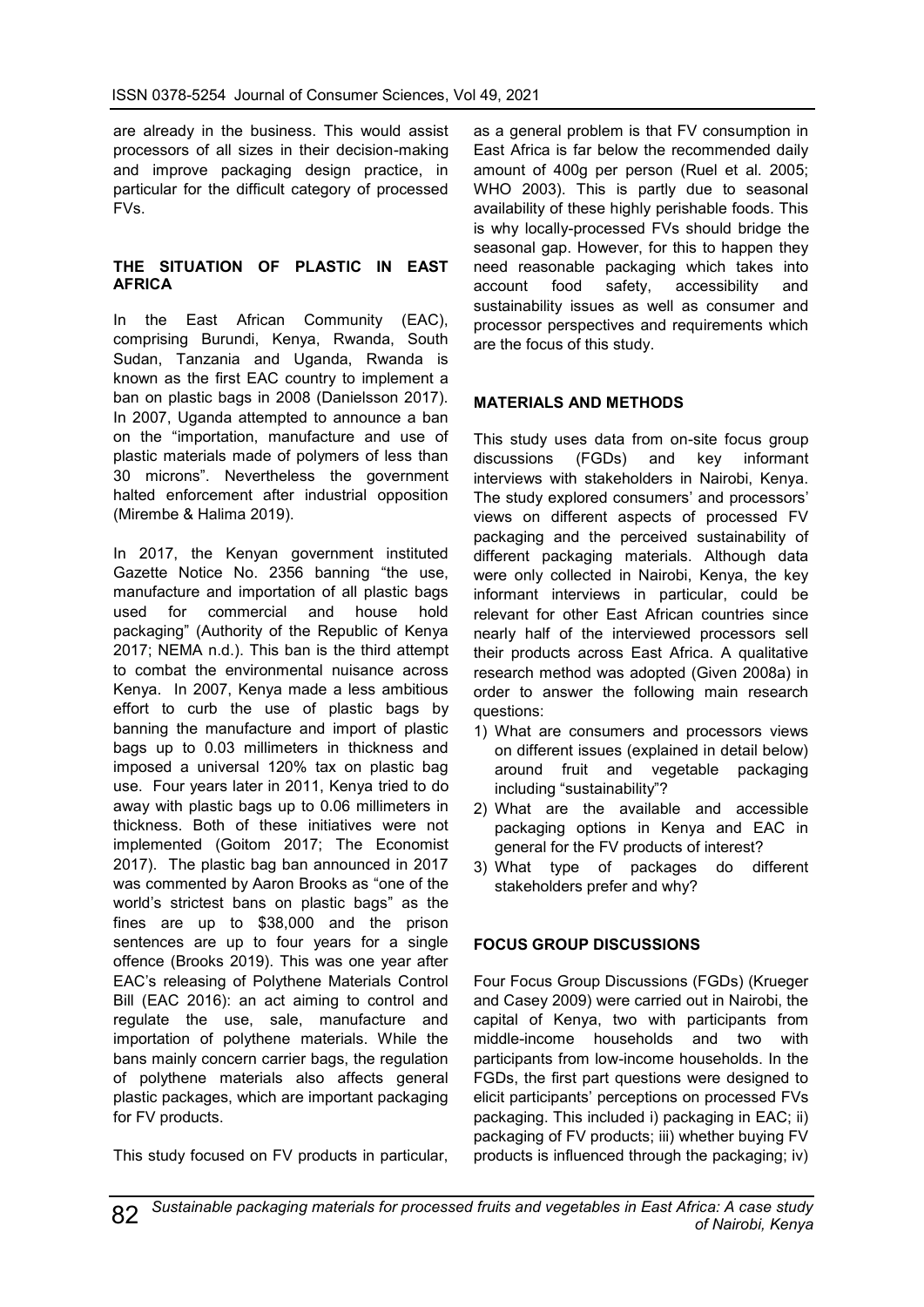are already in the business. This would assist processors of all sizes in their decision-making and improve packaging design practice, in particular for the difficult category of processed FVs.

## THE SITUATION OF PLASTIC IN EAST AFRICA

In the East African Community (EAC), comprising Burundi, Kenya, Rwanda, South Sudan, Tanzania and Uganda, Rwanda is known as the first EAC country to implement a ban on plastic bags in 2008 (Danielsson 2017). In 2007, Uganda attempted to announce a ban on the "importation, manufacture and use of plastic materials made of polymers of less than 30 microns". Nevertheless the government halted enforcement after industrial opposition (Mirembe & Halima 2019).

In 2017, the Kenyan government instituted Gazette Notice No. 2356 banning "the use, manufacture and importation of all plastic bags used for commercial and house hold packaging" (Authority of the Republic of Kenya 2017; NEMA n.d.). This ban is the third attempt to combat the environmental nuisance across Kenya. In 2007, Kenya made a less ambitious effort to curb the use of plastic bags by banning the manufacture and import of plastic bags up to 0.03 millimeters in thickness and imposed a universal 120% tax on plastic bag use. Four years later in 2011, Kenya tried to do away with plastic bags up to 0.06 millimeters in thickness. Both of these initiatives were not implemented (Goitom 2017; The Economist 2017). The plastic bag ban announced in 2017 was commented by Aaron Brooks as "one of the world's strictest bans on plastic bags" as the fines are up to \$38,000 and the prison sentences are up to four years for a single offence (Brooks 2019). This was one year after EAC's releasing of Polythene Materials Control Bill (EAC 2016): an act aiming to control and regulate the use, sale, manufacture and importation of polythene materials. While the bans mainly concern carrier bags, the regulation of polythene materials also affects general plastic packages, which are important packaging for FV products.

This study focused on FV products in particular, as a general problem is that FV consumption in East Africa is far below the recommended daily amount of 400g per person (Ruel et al. 2005; WHO 2003). This is partly due to seasonal availability of these highly perishable foods. This is why locally-processed FVs should bridge the seasonal gap. However, for this to happen they need reasonable packaging which takes into account food safety, accessibility and sustainability issues as well as consumer and processor perspectives and requirements which are the focus of this study.

## MATERIALS AND METHODS

This study uses data from on-site focus group discussions (FGDs) and key informant interviews with stakeholders in Nairobi, Kenya. The study explored consumers' and processors' views on different aspects of processed FV packaging and the perceived sustainability of different packaging materials. Although data were only collected in Nairobi, Kenya, the key informant interviews in particular, could be relevant for other East African countries since nearly half of the interviewed processors sell their products across East Africa. A qualitative research method was adopted (Given 2008a) in order to answer the following main research questions:

1) What are consumers and processors views on different issues (explained in detail below) around fruit and vegetable packaging including "sustainability"?
2) What are the available and accessible packaging options in Kenya and EAC in general for the FV products of interest?
3) What type of packages do different stakeholders prefer and why?

## FOCUS GROUP DISCUSSIONS

Four Focus Group Discussions (FGDs) (Krueger and Casey 2009) were carried out in Nairobi, the capital of Kenya, two with participants from middle-income households and two with participants from low-income households. In the FGDs, the first part questions were designed to elicit participants' perceptions on processed FVs packaging. This included i) packaging in EAC; ii) packaging of FV products; iii) whether buying FV products is influenced through the packaging; iv)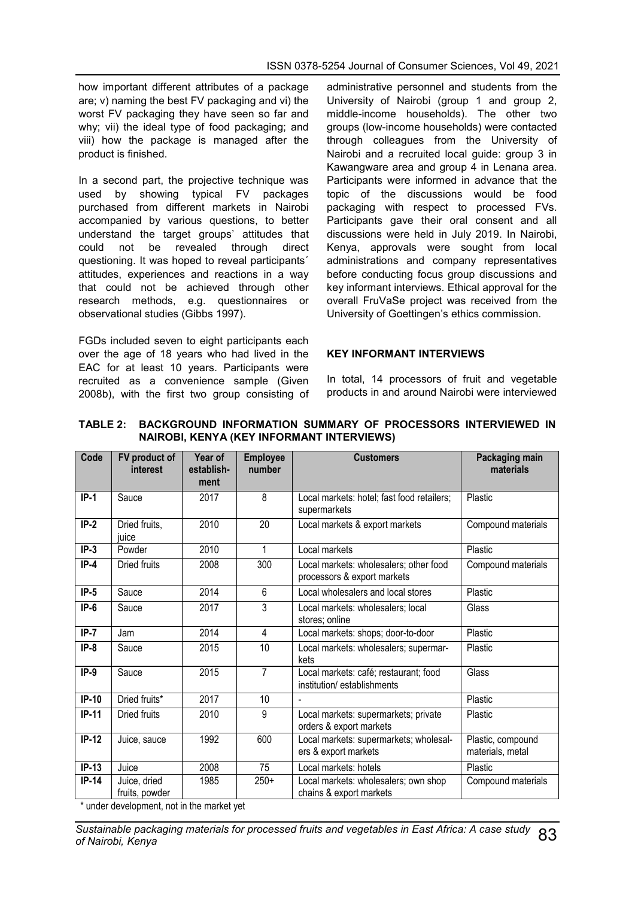how important different attributes of a package are; v) naming the best FV packaging and vi) the worst FV packaging they have seen so far and why; vii) the ideal type of food packaging; and viii) how the package is managed after the product is finished.

In a second part, the projective technique was used by showing typical FV packages purchased from different markets in Nairobi accompanied by various questions, to better understand the target groups' attitudes that could not be revealed through direct questioning. It was hoped to reveal participants´ attitudes, experiences and reactions in a way that could not be achieved through other research methods, e.g. questionnaires or observational studies (Gibbs 1997).

FGDs included seven to eight participants each over the age of 18 years who had lived in the EAC for at least 10 years. Participants were recruited as a convenience sample (Given 2008b), with the first two group consisting of administrative personnel and students from the University of Nairobi (group 1 and group 2, middle-income households). The other two groups (low-income households) were contacted through colleagues from the University of Nairobi and a recruited local guide: group 3 in Kawangware area and group 4 in Lenana area. Participants were informed in advance that the topic of the discussions would be food packaging with respect to processed FVs. Participants gave their oral consent and all discussions were held in July 2019. In Nairobi, Kenya, approvals were sought from local administrations and company representatives before conducting focus group discussions and key informant interviews. Ethical approval for the overall FruVaSe project was received from the University of Goettingen's ethics commission.

## KEY INFORMANT INTERVIEWS

In total, 14 processors of fruit and vegetable products in and around Nairobi were interviewed

**TABLE 2: BACKGROUND INFORMATION SUMMARY OF PROCESSORS INTERVIEWED IN NAIROBI, KENYA (KEY INFORMANT INTERVIEWS)**

| Code | FV product of interest | Year of establish-ment | Employee number | Customers | Packaging main materials |
|---|---|---|---|---|---|
| IP-1 | Sauce | 2017 | 8 | Local markets: hotel; fast food retailers; supermarkets | Plastic |
| IP-2 | Dried fruits, juice | 2010 | 20 | Local markets & export markets | Compound materials |
| IP-3 | Powder | 2010 | 1 | Local markets | Plastic |
| IP-4 | Dried fruits | 2008 | 300 | Local markets: wholesalers; other food processors & export markets | Compound materials |
| IP-5 | Sauce | 2014 | 6 | Local wholesalers and local stores | Plastic |
| IP-6 | Sauce | 2017 | 3 | Local markets: wholesalers; local stores; online | Glass |
| IP-7 | Jam | 2014 | 4 | Local markets: shops; door-to-door | Plastic |
| IP-8 | Sauce | 2015 | 10 | Local markets: wholesalers; supermar-kets | Plastic |
| IP-9 | Sauce | 2015 | 7 | Local markets: café; restaurant; food institution/ establishments | Glass |
| IP-10 | Dried fruits* | 2017 | 10 | - | Plastic |
| IP-11 | Dried fruits | 2010 | 9 | Local markets: supermarkets; private orders & export markets | Plastic |
| IP-12 | Juice, sauce | 1992 | 600 | Local markets: supermarkets; wholesal-ers & export markets | Plastic, compound materials, metal |
| IP-13 | Juice | 2008 | 75 | Local markets: hotels | Plastic |
| IP-14 | Juice, dried fruits, powder | 1985 | 250+ | Local markets: wholesalers; own shop chains & export markets | Compound materials |

\* under development, not in the market yet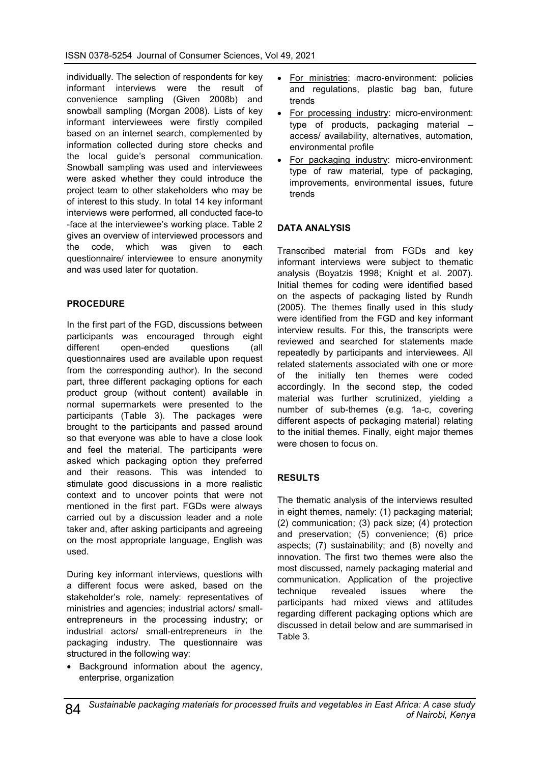individually. The selection of respondents for key informant interviews were the result of convenience sampling (Given 2008b) and snowball sampling (Morgan 2008). Lists of key informant interviewees were firstly compiled based on an internet search, complemented by information collected during store checks and the local guide's personal communication. Snowball sampling was used and interviewees were asked whether they could introduce the project team to other stakeholders who may be of interest to this study. In total 14 key informant interviews were performed, all conducted face-to-face at the interviewee's working place. Table 2 gives an overview of interviewed processors and the code, which was given to each questionnaire/ interviewee to ensure anonymity and was used later for quotation.

## PROCEDURE

In the first part of the FGD, discussions between participants was encouraged through eight different open-ended questions (all questionnaires used are available upon request from the corresponding author). In the second part, three different packaging options for each product group (without content) available in normal supermarkets were presented to the participants (Table 3). The packages were brought to the participants and passed around so that everyone was able to have a close look and feel the material. The participants were asked which packaging option they preferred and their reasons. This was intended to stimulate good discussions in a more realistic context and to uncover points that were not mentioned in the first part. FGDs were always carried out by a discussion leader and a note taker and, after asking participants and agreeing on the most appropriate language, English was used.

During key informant interviews, questions with a different focus were asked, based on the stakeholder's role, namely: representatives of ministries and agencies; industrial actors/ small-entrepreneurs in the processing industry; or industrial actors/ small-entrepreneurs in the packaging industry. The questionnaire was structured in the following way:

- Background information about the agency, enterprise, organization
- For ministries: macro-environment: policies and regulations, plastic bag ban, future trends
- For processing industry: micro-environment: type of products, packaging material – access/ availability, alternatives, automation, environmental profile
- For packaging industry: micro-environment: type of raw material, type of packaging, improvements, environmental issues, future trends

## DATA ANALYSIS

Transcribed material from FGDs and key informant interviews were subject to thematic analysis (Boyatzis 1998; Knight et al. 2007). Initial themes for coding were identified based on the aspects of packaging listed by Rundh (2005). The themes finally used in this study were identified from the FGD and key informant interview results. For this, the transcripts were reviewed and searched for statements made repeatedly by participants and interviewees. All related statements associated with one or more of the initially ten themes were coded accordingly. In the second step, the coded material was further scrutinized, yielding a number of sub-themes (e.g. 1a-c, covering different aspects of packaging material) relating to the initial themes. Finally, eight major themes were chosen to focus on.

## RESULTS

The thematic analysis of the interviews resulted in eight themes, namely: (1) packaging material; (2) communication; (3) pack size; (4) protection and preservation; (5) convenience; (6) price aspects; (7) sustainability; and (8) novelty and innovation. The first two themes were also the most discussed, namely packaging material and communication. Application of the projective technique revealed issues where the participants had mixed views and attitudes regarding different packaging options which are discussed in detail below and are summarised in Table 3.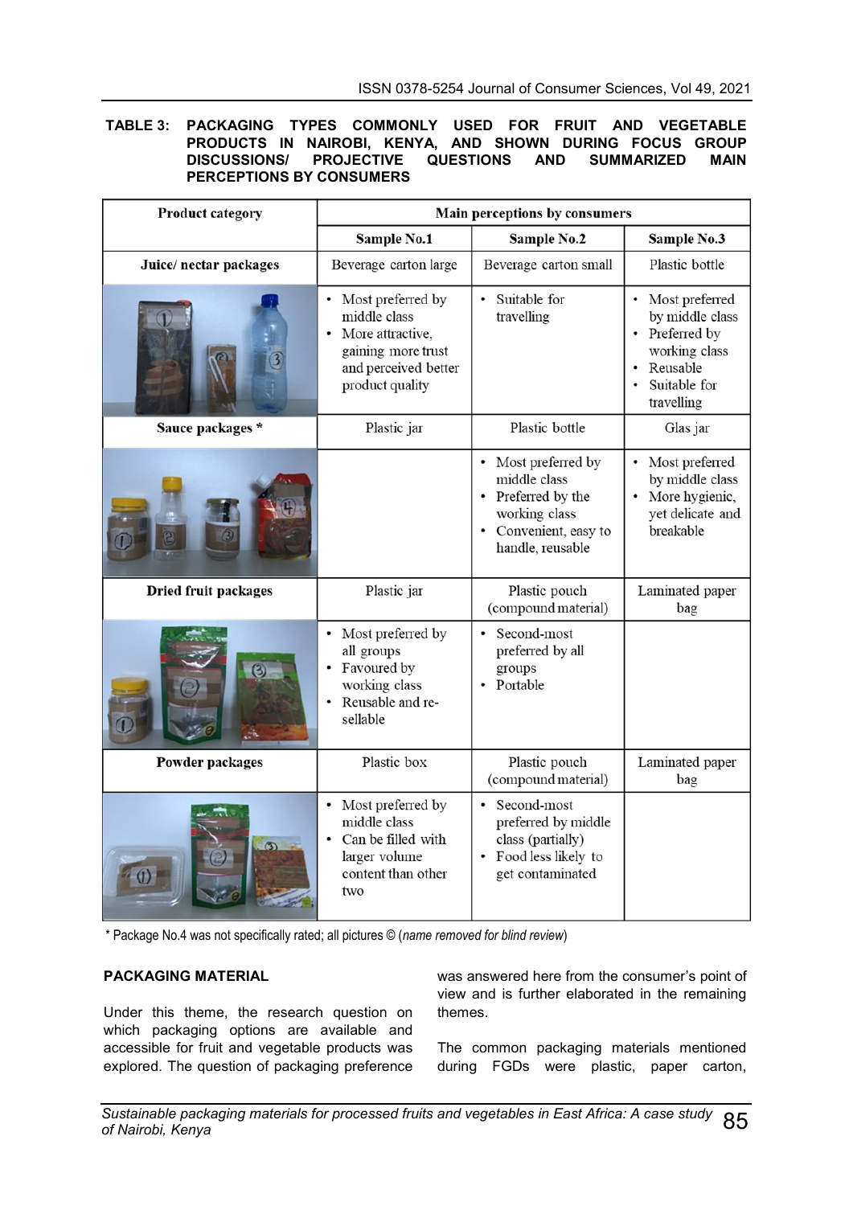**TABLE 3: PACKAGING TYPES COMMONLY USED FOR FRUIT AND VEGETABLE PRODUCTS IN NAIROBI, KENYA, AND SHOWN DURING FOCUS GROUP DISCUSSIONS/ PROJECTIVE QUESTIONS AND SUMMARIZED MAIN PERCEPTIONS BY CONSUMERS**

| Product category | Main perceptions by consumers | | |
|---|---|---|---|
| | **Sample No.1** | **Sample No.2** | **Sample No.3** |
| **Juice/ nectar packages** | Beverage carton large | Beverage carton small | Plastic bottle |
| | • Most preferred by middle class<br>• More attractive, gaining more trust and perceived better product quality | • Suitable for travelling | • Most preferred by middle class<br>• Preferred by working class<br>• Reusable<br>• Suitable for travelling |
| **Sauce packages \*** | Plastic jar | Plastic bottle | Glas jar |
| | | • Most preferred by middle class<br>• Preferred by the working class<br>• Convenient, easy to handle, reusable | • Most preferred by middle class<br>• More hygienic, yet delicate and breakable |
| **Dried fruit packages** | Plastic jar | Plastic pouch (compound material) | Laminated paper bag |
| | • Most preferred by all groups<br>• Favoured by working class<br>• Reusable and re-sellable | • Second-most preferred by all groups<br>• Portable | |
| **Powder packages** | Plastic box | Plastic pouch (compound material) | Laminated paper bag |
| | • Most preferred by middle class<br>• Can be filled with larger volume content than other two | • Second-most preferred by middle class (partially)<br>• Food less likely to get contaminated | |

\* Package No.4 was not specifically rated; all pictures © (*name removed for blind review*)

## PACKAGING MATERIAL

Under this theme, the research question on which packaging options are available and accessible for fruit and vegetable products was explored. The question of packaging preference was answered here from the consumer's point of view and is further elaborated in the remaining themes.

The common packaging materials mentioned during FGDs were plastic, paper carton,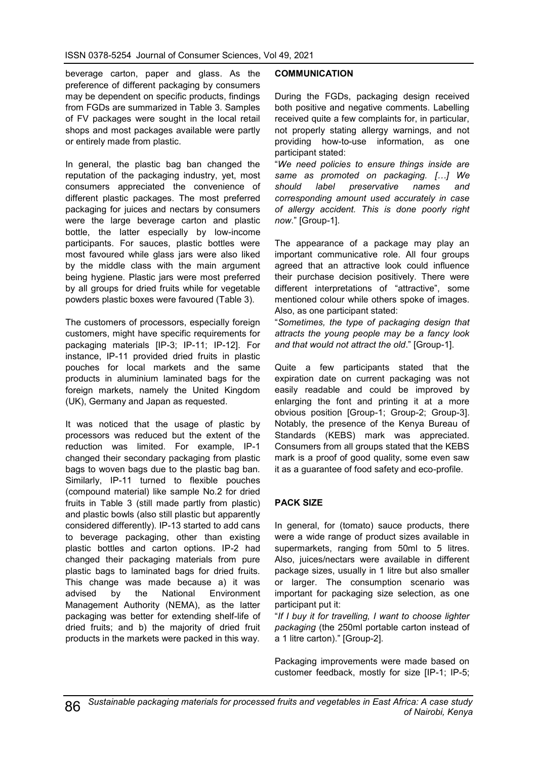beverage carton, paper and glass. As the preference of different packaging by consumers may be dependent on specific products, findings from FGDs are summarized in Table 3. Samples of FV packages were sought in the local retail shops and most packages available were partly or entirely made from plastic.

In general, the plastic bag ban changed the reputation of the packaging industry, yet, most consumers appreciated the convenience of different plastic packages. The most preferred packaging for juices and nectars by consumers were the large beverage carton and plastic bottle, the latter especially by low-income participants. For sauces, plastic bottles were most favoured while glass jars were also liked by the middle class with the main argument being hygiene. Plastic jars were most preferred by all groups for dried fruits while for vegetable powders plastic boxes were favoured (Table 3).

The customers of processors, especially foreign customers, might have specific requirements for packaging materials [IP-3; IP-11; IP-12]. For instance, IP-11 provided dried fruits in plastic pouches for local markets and the same products in aluminium laminated bags for the foreign markets, namely the United Kingdom (UK), Germany and Japan as requested.

It was noticed that the usage of plastic by processors was reduced but the extent of the reduction was limited. For example, IP-1 changed their secondary packaging from plastic bags to woven bags due to the plastic bag ban. Similarly, IP-11 turned to flexible pouches (compound material) like sample No.2 for dried fruits in Table 3 (still made partly from plastic) and plastic bowls (also still plastic but apparently considered differently). IP-13 started to add cans to beverage packaging, other than existing plastic bottles and carton options. IP-2 had changed their packaging materials from pure plastic bags to laminated bags for dried fruits. This change was made because a) it was advised by the National Environment Management Authority (NEMA), as the latter packaging was better for extending shelf-life of dried fruits; and b) the majority of dried fruit products in the markets were packed in this way.

## COMMUNICATION

During the FGDs, packaging design received both positive and negative comments. Labelling received quite a few complaints for, in particular, not properly stating allergy warnings, and not providing how-to-use information, as one participant stated:

"*We need policies to ensure things inside are same as promoted on packaging. […] We should label preservative names and corresponding amount used accurately in case of allergy accident. This is done poorly right now*." [Group-1].

The appearance of a package may play an important communicative role. All four groups agreed that an attractive look could influence their purchase decision positively. There were different interpretations of "attractive", some mentioned colour while others spoke of images. Also, as one participant stated:

"*Sometimes, the type of packaging design that attracts the young people may be a fancy look and that would not attract the old*." [Group-1].

Quite a few participants stated that the expiration date on current packaging was not easily readable and could be improved by enlarging the font and printing it at a more obvious position [Group-1; Group-2; Group-3]. Notably, the presence of the Kenya Bureau of Standards (KEBS) mark was appreciated. Consumers from all groups stated that the KEBS mark is a proof of good quality, some even saw it as a guarantee of food safety and eco-profile.

## PACK SIZE

In general, for (tomato) sauce products, there were a wide range of product sizes available in supermarkets, ranging from 50ml to 5 litres. Also, juices/nectars were available in different package sizes, usually in 1 litre but also smaller or larger. The consumption scenario was important for packaging size selection, as one participant put it:

"*If I buy it for travelling, I want to choose lighter packaging* (the 250ml portable carton instead of a 1 litre carton)." [Group-2].

Packaging improvements were made based on customer feedback, mostly for size [IP-1; IP-5;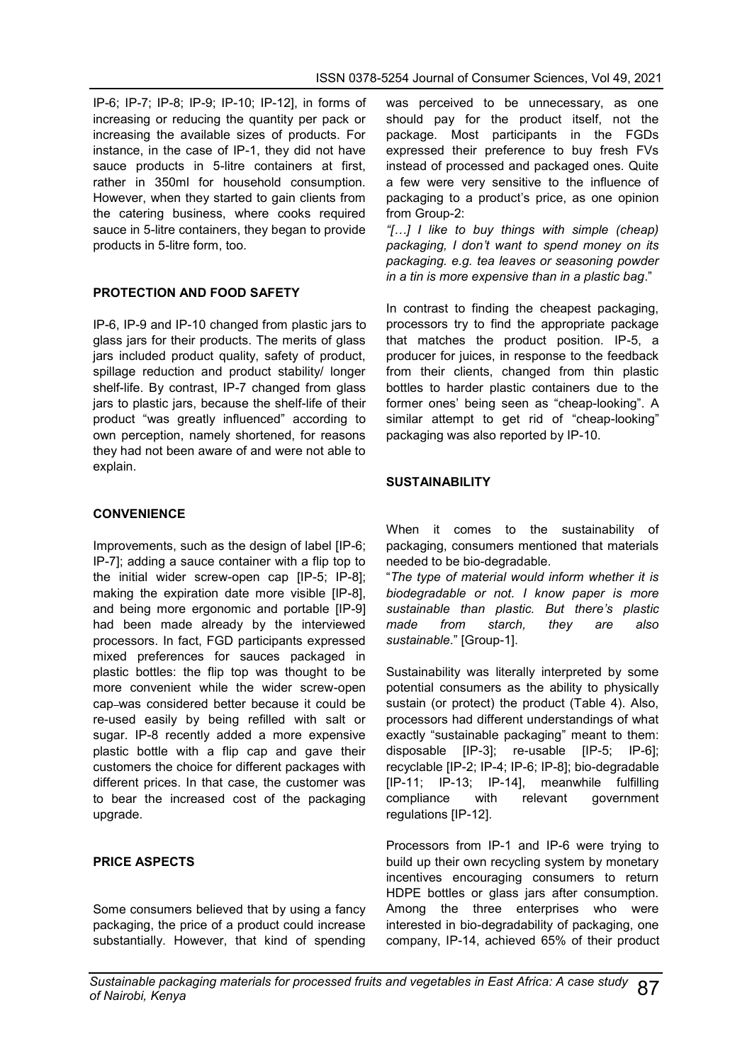IP-6; IP-7; IP-8; IP-9; IP-10; IP-12], in forms of increasing or reducing the quantity per pack or increasing the available sizes of products. For instance, in the case of IP-1, they did not have sauce products in 5-litre containers at first, rather in 350ml for household consumption. However, when they started to gain clients from the catering business, where cooks required sauce in 5-litre containers, they began to provide products in 5-litre form, too.

### PROTECTION AND FOOD SAFETY

IP-6, IP-9 and IP-10 changed from plastic jars to glass jars for their products. The merits of glass jars included product quality, safety of product, spillage reduction and product stability/ longer shelf-life. By contrast, IP-7 changed from glass jars to plastic jars, because the shelf-life of their product "was greatly influenced" according to own perception, namely shortened, for reasons they had not been aware of and were not able to explain.

### CONVENIENCE

Improvements, such as the design of label [IP-6; IP-7]; adding a sauce container with a flip top to the initial wider screw-open cap [IP-5; IP-8]; making the expiration date more visible [IP-8], and being more ergonomic and portable [IP-9] had been made already by the interviewed processors. In fact, FGD participants expressed mixed preferences for sauces packaged in plastic bottles: the flip top was thought to be more convenient while the wider screw-open cap–was considered better because it could be re-used easily by being refilled with salt or sugar. IP-8 recently added a more expensive plastic bottle with a flip cap and gave their customers the choice for different packages with different prices. In that case, the customer was to bear the increased cost of the packaging upgrade.

### PRICE ASPECTS

Some consumers believed that by using a fancy packaging, the price of a product could increase substantially. However, that kind of spending was perceived to be unnecessary, as one should pay for the product itself, not the package. Most participants in the FGDs expressed their preference to buy fresh FVs instead of processed and packaged ones. Quite a few were very sensitive to the influence of packaging to a product's price, as one opinion from Group-2:

*"[…] I like to buy things with simple (cheap) packaging, I don't want to spend money on its packaging. e.g. tea leaves or seasoning powder in a tin is more expensive than in a plastic bag*."

In contrast to finding the cheapest packaging, processors try to find the appropriate package that matches the product position. IP-5, a producer for juices, in response to the feedback from their clients, changed from thin plastic bottles to harder plastic containers due to the former ones' being seen as "cheap-looking". A similar attempt to get rid of "cheap-looking" packaging was also reported by IP-10.

### SUSTAINABILITY

When it comes to the sustainability of packaging, consumers mentioned that materials needed to be bio-degradable.

"*The type of material would inform whether it is biodegradable or not. I know paper is more sustainable than plastic. But there's plastic made from starch, they are also sustainable*." [Group-1].

Sustainability was literally interpreted by some potential consumers as the ability to physically sustain (or protect) the product (Table 4). Also, processors had different understandings of what exactly "sustainable packaging" meant to them: disposable [IP-3]; re-usable [IP-5; IP-6]; recyclable [IP-2; IP-4; IP-6; IP-8]; bio-degradable [IP-11; IP-13; IP-14], meanwhile fulfilling compliance with relevant government regulations [IP-12].

Processors from IP-1 and IP-6 were trying to build up their own recycling system by monetary incentives encouraging consumers to return HDPE bottles or glass jars after consumption. Among the three enterprises who were interested in bio-degradability of packaging, one company, IP-14, achieved 65% of their product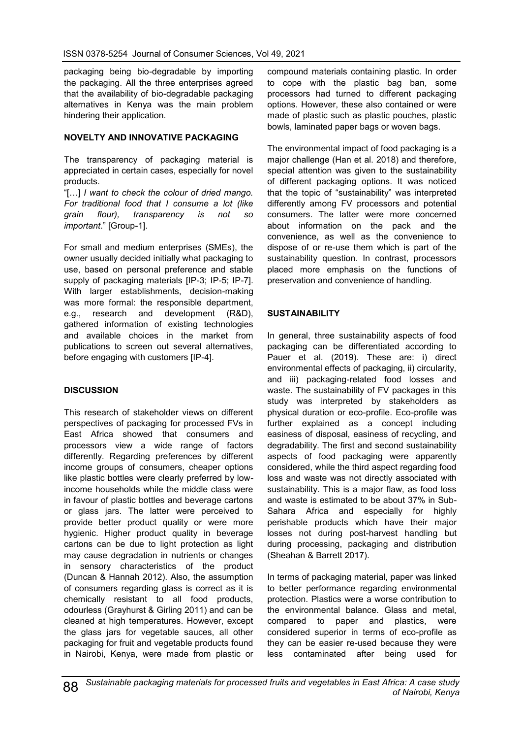packaging being bio-degradable by importing the packaging. All the three enterprises agreed that the availability of bio-degradable packaging alternatives in Kenya was the main problem hindering their application.

## NOVELTY AND INNOVATIVE PACKAGING

The transparency of packaging material is appreciated in certain cases, especially for novel products.

"[…] *I want to check the colour of dried mango. For traditional food that I consume a lot (like grain flour), transparency is not so important*." [Group-1].

For small and medium enterprises (SMEs), the owner usually decided initially what packaging to use, based on personal preference and stable supply of packaging materials [IP-3; IP-5; IP-7]. With larger establishments, decision-making was more formal: the responsible department, e.g., research and development (R&D), gathered information of existing technologies and available choices in the market from publications to screen out several alternatives, before engaging with customers [IP-4].

## DISCUSSION

This research of stakeholder views on different perspectives of packaging for processed FVs in East Africa showed that consumers and processors view a wide range of factors differently. Regarding preferences by different income groups of consumers, cheaper options like plastic bottles were clearly preferred by low-income households while the middle class were in favour of plastic bottles and beverage cartons or glass jars. The latter were perceived to provide better product quality or were more hygienic. Higher product quality in beverage cartons can be due to light protection as light may cause degradation in nutrients or changes in sensory characteristics of the product (Duncan & Hannah 2012). Also, the assumption of consumers regarding glass is correct as it is chemically resistant to all food products, odourless (Grayhurst & Girling 2011) and can be cleaned at high temperatures. However, except the glass jars for vegetable sauces, all other packaging for fruit and vegetable products found in Nairobi, Kenya, were made from plastic or compound materials containing plastic. In order to cope with the plastic bag ban, some processors had turned to different packaging options. However, these also contained or were made of plastic such as plastic pouches, plastic bowls, laminated paper bags or woven bags.

The environmental impact of food packaging is a major challenge (Han et al. 2018) and therefore, special attention was given to the sustainability of different packaging options. It was noticed that the topic of "sustainability" was interpreted differently among FV processors and potential consumers. The latter were more concerned about information on the pack and the convenience, as well as the convenience to dispose of or re-use them which is part of the sustainability question. In contrast, processors placed more emphasis on the functions of preservation and convenience of handling.

## SUSTAINABILITY

In general, three sustainability aspects of food packaging can be differentiated according to Pauer et al. (2019). These are: i) direct environmental effects of packaging, ii) circularity, and iii) packaging-related food losses and waste. The sustainability of FV packages in this study was interpreted by stakeholders as physical duration or eco-profile. Eco-profile was further explained as a concept including easiness of disposal, easiness of recycling, and degradability. The first and second sustainability aspects of food packaging were apparently considered, while the third aspect regarding food loss and waste was not directly associated with sustainability. This is a major flaw, as food loss and waste is estimated to be about 37% in Sub-Sahara Africa and especially for highly perishable products which have their major losses not during post-harvest handling but during processing, packaging and distribution (Sheahan & Barrett 2017).

In terms of packaging material, paper was linked to better performance regarding environmental protection. Plastics were a worse contribution to the environmental balance. Glass and metal, compared to paper and plastics, were considered superior in terms of eco-profile as they can be easier re-used because they were less contaminated after being used for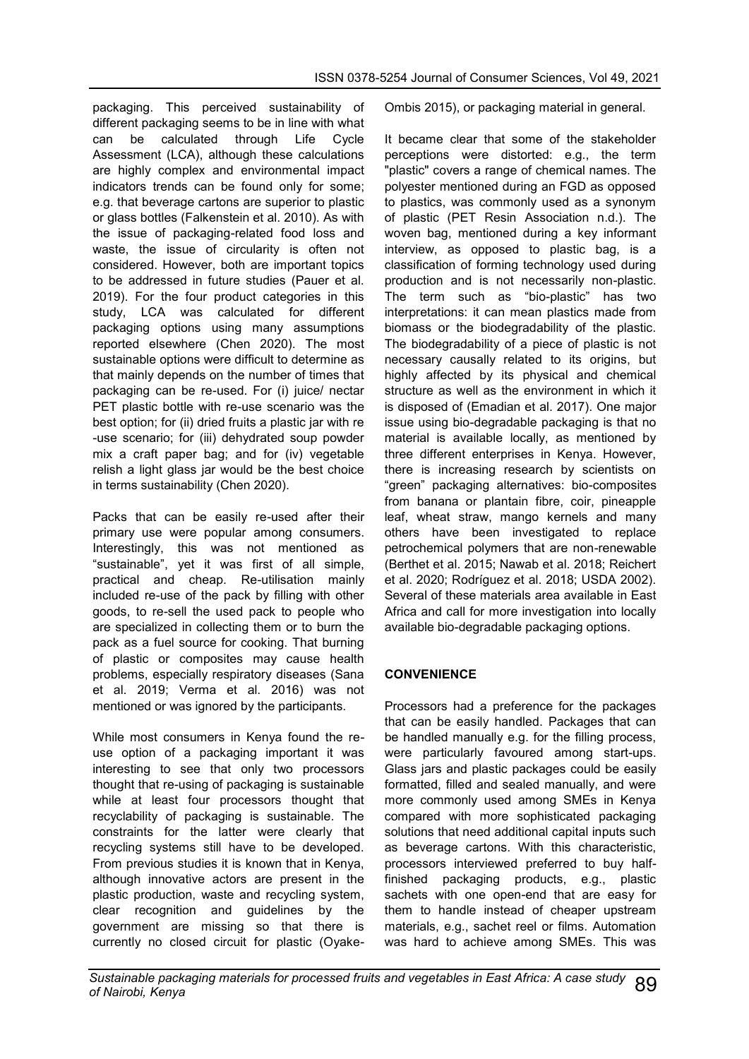packaging. This perceived sustainability of different packaging seems to be in line with what can be calculated through Life Cycle Assessment (LCA), although these calculations are highly complex and environmental impact indicators trends can be found only for some; e.g. that beverage cartons are superior to plastic or glass bottles (Falkenstein et al. 2010). As with the issue of packaging-related food loss and waste, the issue of circularity is often not considered. However, both are important topics to be addressed in future studies (Pauer et al. 2019). For the four product categories in this study, LCA was calculated for different packaging options using many assumptions reported elsewhere (Chen 2020). The most sustainable options were difficult to determine as that mainly depends on the number of times that packaging can be re-used. For (i) juice/ nectar PET plastic bottle with re-use scenario was the best option; for (ii) dried fruits a plastic jar with re -use scenario; for (iii) dehydrated soup powder mix a craft paper bag; and for (iv) vegetable relish a light glass jar would be the best choice in terms sustainability (Chen 2020).

Packs that can be easily re-used after their primary use were popular among consumers. Interestingly, this was not mentioned as "sustainable", yet it was first of all simple, practical and cheap. Re-utilisation mainly included re-use of the pack by filling with other goods, to re-sell the used pack to people who are specialized in collecting them or to burn the pack as a fuel source for cooking. That burning of plastic or composites may cause health problems, especially respiratory diseases (Sana et al. 2019; Verma et al. 2016) was not mentioned or was ignored by the participants.

While most consumers in Kenya found the re-use option of a packaging important it was interesting to see that only two processors thought that re-using of packaging is sustainable while at least four processors thought that recyclability of packaging is sustainable. The constraints for the latter were clearly that recycling systems still have to be developed. From previous studies it is known that in Kenya, although innovative actors are present in the plastic production, waste and recycling system, clear recognition and guidelines by the government are missing so that there is currently no closed circuit for plastic (Oyake-Ombis 2015), or packaging material in general.

It became clear that some of the stakeholder perceptions were distorted: e.g., the term "plastic" covers a range of chemical names. The polyester mentioned during an FGD as opposed to plastics, was commonly used as a synonym of plastic (PET Resin Association n.d.). The woven bag, mentioned during a key informant interview, as opposed to plastic bag, is a classification of forming technology used during production and is not necessarily non-plastic. The term such as "bio-plastic" has two interpretations: it can mean plastics made from biomass or the biodegradability of the plastic. The biodegradability of a piece of plastic is not necessary causally related to its origins, but highly affected by its physical and chemical structure as well as the environment in which it is disposed of (Emadian et al. 2017). One major issue using bio-degradable packaging is that no material is available locally, as mentioned by three different enterprises in Kenya. However, there is increasing research by scientists on "green" packaging alternatives: bio-composites from banana or plantain fibre, coir, pineapple leaf, wheat straw, mango kernels and many others have been investigated to replace petrochemical polymers that are non-renewable (Berthet et al. 2015; Nawab et al. 2018; Reichert et al. 2020; Rodríguez et al. 2018; USDA 2002). Several of these materials area available in East Africa and call for more investigation into locally available bio-degradable packaging options.

## CONVENIENCE

Processors had a preference for the packages that can be easily handled. Packages that can be handled manually e.g. for the filling process, were particularly favoured among start-ups. Glass jars and plastic packages could be easily formatted, filled and sealed manually, and were more commonly used among SMEs in Kenya compared with more sophisticated packaging solutions that need additional capital inputs such as beverage cartons. With this characteristic, processors interviewed preferred to buy half-finished packaging products, e.g., plastic sachets with one open-end that are easy for them to handle instead of cheaper upstream materials, e.g., sachet reel or films. Automation was hard to achieve among SMEs. This was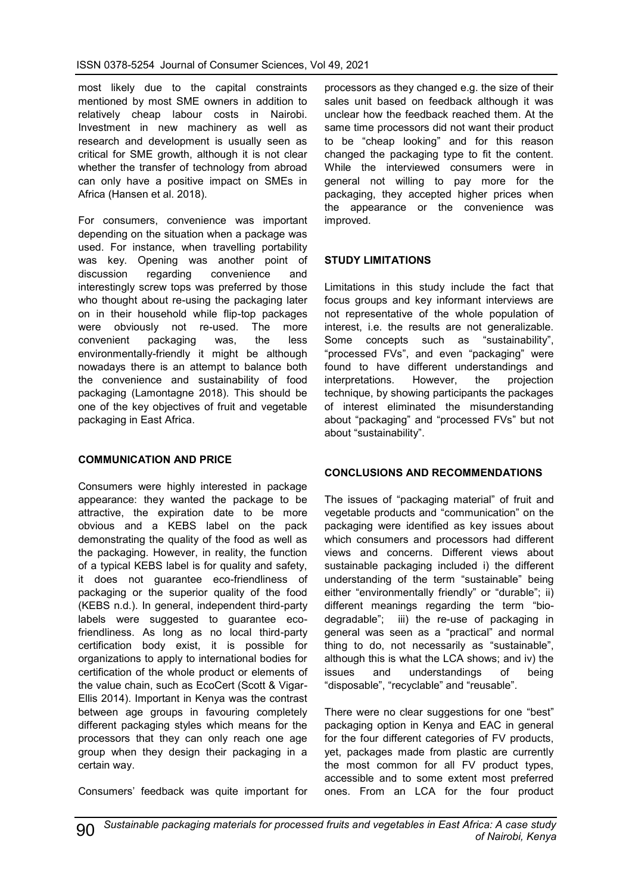most likely due to the capital constraints mentioned by most SME owners in addition to relatively cheap labour costs in Nairobi. Investment in new machinery as well as research and development is usually seen as critical for SME growth, although it is not clear whether the transfer of technology from abroad can only have a positive impact on SMEs in Africa (Hansen et al. 2018).

For consumers, convenience was important depending on the situation when a package was used. For instance, when travelling portability was key. Opening was another point of discussion regarding convenience and interestingly screw tops was preferred by those who thought about re-using the packaging later on in their household while flip-top packages were obviously not re-used. The more convenient packaging was, the less environmentally-friendly it might be although nowadays there is an attempt to balance both the convenience and sustainability of food packaging (Lamontagne 2018). This should be one of the key objectives of fruit and vegetable packaging in East Africa.

## COMMUNICATION AND PRICE

Consumers were highly interested in package appearance: they wanted the package to be attractive, the expiration date to be more obvious and a KEBS label on the pack demonstrating the quality of the food as well as the packaging. However, in reality, the function of a typical KEBS label is for quality and safety, it does not guarantee eco-friendliness of packaging or the superior quality of the food (KEBS n.d.). In general, independent third-party labels were suggested to guarantee eco-friendliness. As long as no local third-party certification body exist, it is possible for organizations to apply to international bodies for certification of the whole product or elements of the value chain, such as EcoCert (Scott & Vigar-Ellis 2014). Important in Kenya was the contrast between age groups in favouring completely different packaging styles which means for the processors that they can only reach one age group when they design their packaging in a certain way.

Consumers' feedback was quite important for processors as they changed e.g. the size of their sales unit based on feedback although it was unclear how the feedback reached them. At the same time processors did not want their product to be "cheap looking" and for this reason changed the packaging type to fit the content. While the interviewed consumers were in general not willing to pay more for the packaging, they accepted higher prices when the appearance or the convenience was improved.

## STUDY LIMITATIONS

Limitations in this study include the fact that focus groups and key informant interviews are not representative of the whole population of interest, i.e. the results are not generalizable. Some concepts such as "sustainability", "processed FVs", and even "packaging" were found to have different understandings and interpretations. However, the projection technique, by showing participants the packages of interest eliminated the misunderstanding about "packaging" and "processed FVs" but not about "sustainability".

## CONCLUSIONS AND RECOMMENDATIONS

The issues of "packaging material" of fruit and vegetable products and "communication" on the packaging were identified as key issues about which consumers and processors had different views and concerns. Different views about sustainable packaging included i) the different understanding of the term "sustainable" being either "environmentally friendly" or "durable"; ii) different meanings regarding the term "bio-degradable"; iii) the re-use of packaging in general was seen as a "practical" and normal thing to do, not necessarily as "sustainable", although this is what the LCA shows; and iv) the issues and understandings of being "disposable", "recyclable" and "reusable".

There were no clear suggestions for one "best" packaging option in Kenya and EAC in general for the four different categories of FV products, yet, packages made from plastic are currently the most common for all FV product types, accessible and to some extent most preferred ones. From an LCA for the four product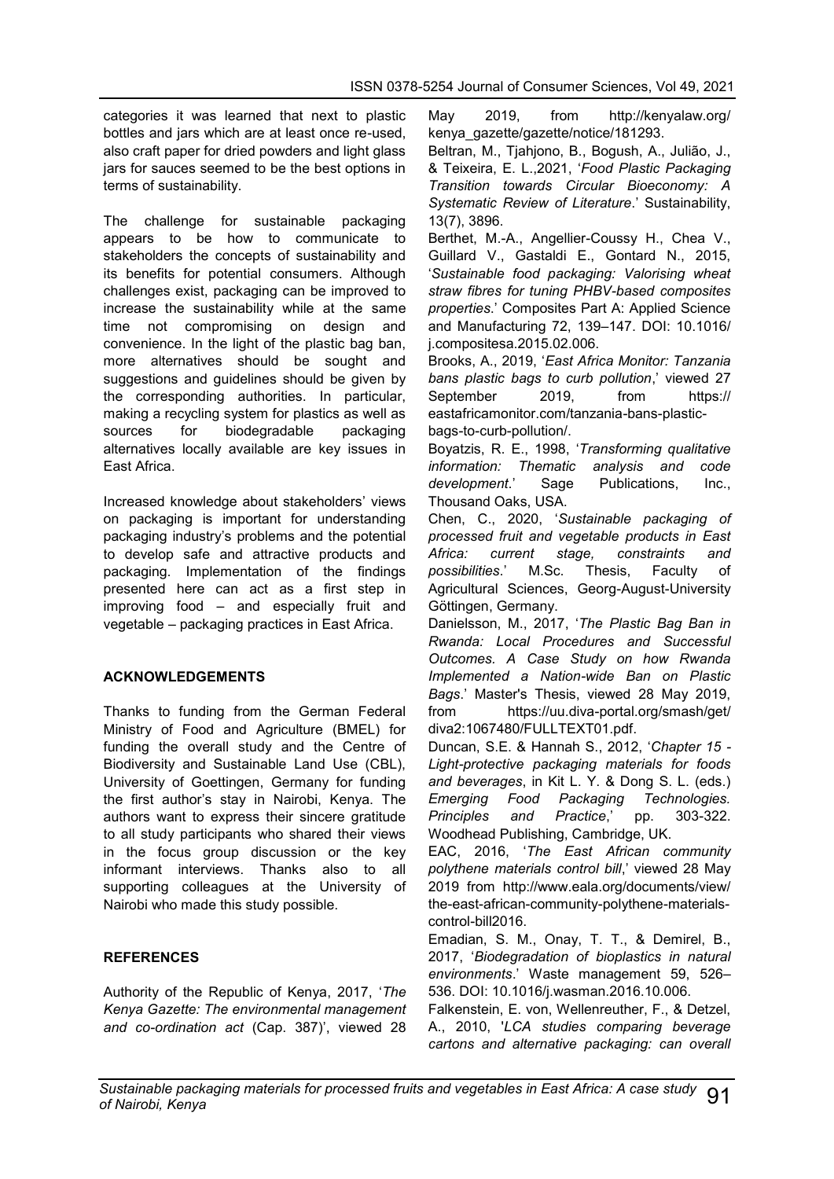categories it was learned that next to plastic bottles and jars which are at least once re-used, also craft paper for dried powders and light glass jars for sauces seemed to be the best options in terms of sustainability.

The challenge for sustainable packaging appears to be how to communicate to stakeholders the concepts of sustainability and its benefits for potential consumers. Although challenges exist, packaging can be improved to increase the sustainability while at the same time not compromising on design and convenience. In the light of the plastic bag ban, more alternatives should be sought and suggestions and guidelines should be given by the corresponding authorities. In particular, making a recycling system for plastics as well as sources for biodegradable packaging alternatives locally available are key issues in East Africa.

Increased knowledge about stakeholders' views on packaging is important for understanding packaging industry's problems and the potential to develop safe and attractive products and packaging. Implementation of the findings presented here can act as a first step in improving food – and especially fruit and vegetable – packaging practices in East Africa.

## ACKNOWLEDGEMENTS

Thanks to funding from the German Federal Ministry of Food and Agriculture (BMEL) for funding the overall study and the Centre of Biodiversity and Sustainable Land Use (CBL), University of Goettingen, Germany for funding the first author's stay in Nairobi, Kenya. The authors want to express their sincere gratitude to all study participants who shared their views in the focus group discussion or the key informant interviews. Thanks also to all supporting colleagues at the University of Nairobi who made this study possible.

## REFERENCES

Authority of the Republic of Kenya, 2017, '*The Kenya Gazette: The environmental management and co-ordination act* (Cap. 387)', viewed 28 May 2019, from http://kenyalaw.org/kenya_gazette/gazette/notice/181293.

Beltran, M., Tjahjono, B., Bogush, A., Julião, J., & Teixeira, E. L.,2021, '*Food Plastic Packaging Transition towards Circular Bioeconomy: A Systematic Review of Literature*.' Sustainability, 13(7), 3896.

Berthet, M.-A., Angellier-Coussy H., Chea V., Guillard V., Gastaldi E., Gontard N., 2015, '*Sustainable food packaging: Valorising wheat straw fibres for tuning PHBV-based composites properties*.' Composites Part A: Applied Science and Manufacturing 72, 139–147. DOI: 10.1016/j.compositesa.2015.02.006.

Brooks, A., 2019, '*East Africa Monitor: Tanzania bans plastic bags to curb pollution*,' viewed 27 September 2019, from https://eastafricamonitor.com/tanzania-bans-plastic-bags-to-curb-pollution/.

Boyatzis, R. E., 1998, '*Transforming qualitative information: Thematic analysis and code development*.' Sage Publications, Inc., Thousand Oaks, USA.

Chen, C., 2020, '*Sustainable packaging of processed fruit and vegetable products in East Africa: current stage, constraints and possibilities*.' M.Sc. Thesis, Faculty of Agricultural Sciences, Georg-August-University Göttingen, Germany.

Danielsson, M., 2017, '*The Plastic Bag Ban in Rwanda: Local Procedures and Successful Outcomes. A Case Study on how Rwanda Implemented a Nation-wide Ban on Plastic Bags*.' Master's Thesis, viewed 28 May 2019, from https://uu.diva-portal.org/smash/get/diva2:1067480/FULLTEXT01.pdf.

Duncan, S.E. & Hannah S., 2012, '*Chapter 15 - Light-protective packaging materials for foods and beverages*, in Kit L. Y. & Dong S. L. (eds.) *Emerging Food Packaging Technologies. Principles and Practice*,' pp. 303-322. Woodhead Publishing, Cambridge, UK.

EAC, 2016, '*The East African community polythene materials control bill*,' viewed 28 May 2019 from http://www.eala.org/documents/view/the-east-african-community-polythene-materials-control-bill2016.

Emadian, S. M., Onay, T. T., & Demirel, B., 2017, '*Biodegradation of bioplastics in natural environments*.' Waste management 59, 526–536. DOI: 10.1016/j.wasman.2016.10.006.

Falkenstein, E. von, Wellenreuther, F., & Detzel, A., 2010, '*LCA studies comparing beverage cartons and alternative packaging: can overall*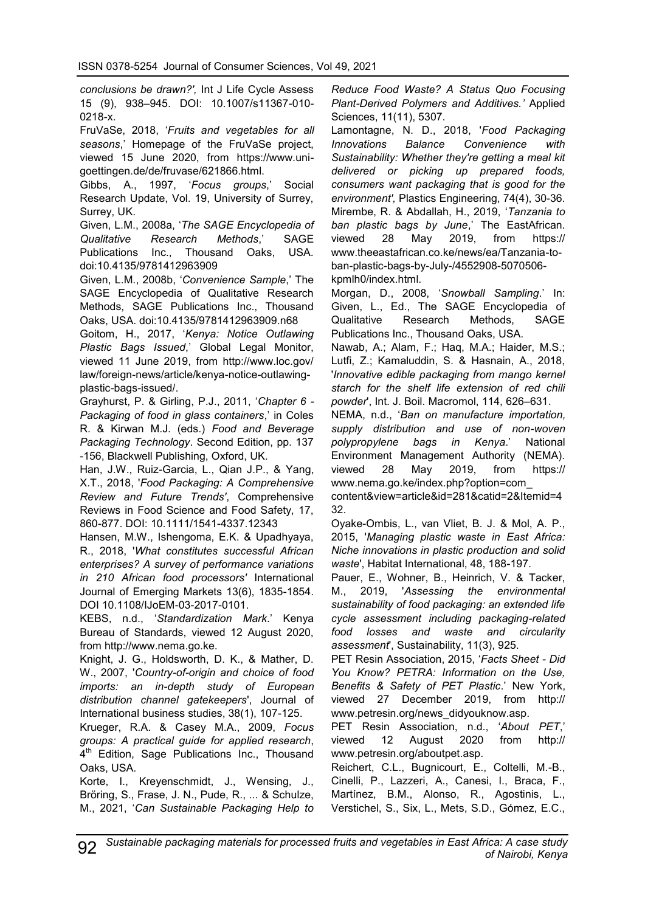*conclusions be drawn?',* Int J Life Cycle Assess 15 (9), 938–945. DOI: 10.1007/s11367-010-0218-x.

FruVaSe, 2018, '*Fruits and vegetables for all seasons*,' Homepage of the FruVaSe project, viewed 15 June 2020, from https://www.uni-goettingen.de/de/fruvase/621866.html.

Gibbs, A., 1997, '*Focus groups*,' Social Research Update, Vol. 19, University of Surrey, Surrey, UK.

Given, L.M., 2008a, '*The SAGE Encyclopedia of Qualitative Research Methods*,' SAGE Publications Inc., Thousand Oaks, USA. doi:10.4135/9781412963909

Given, L.M., 2008b, '*Convenience Sample*,' The SAGE Encyclopedia of Qualitative Research Methods, SAGE Publications Inc., Thousand Oaks, USA. doi:10.4135/9781412963909.n68

Goitom, H., 2017, '*Kenya: Notice Outlawing Plastic Bags Issued*,' Global Legal Monitor, viewed 11 June 2019, from http://www.loc.gov/law/foreign-news/article/kenya-notice-outlawing-plastic-bags-issued/.

Grayhurst, P. & Girling, P.J., 2011, '*Chapter 6 - Packaging of food in glass containers*,' in Coles R. & Kirwan M.J. (eds.) *Food and Beverage Packaging Technology*. Second Edition, pp. 137 -156, Blackwell Publishing, Oxford, UK.

Han, J.W., Ruiz-Garcia, L., Qian J.P., & Yang, X.T., 2018, '*Food Packaging: A Comprehensive Review and Future Trends'*, Comprehensive Reviews in Food Science and Food Safety, 17, 860-877. DOI: 10.1111/1541-4337.12343

Hansen, M.W., Ishengoma, E.K. & Upadhyaya, R., 2018, '*What constitutes successful African enterprises? A survey of performance variations in 210 African food processors'* International Journal of Emerging Markets 13(6), 1835-1854. DOI 10.1108/IJoEM-03-2017-0101.

KEBS, n.d., '*Standardization Mark*.' Kenya Bureau of Standards, viewed 12 August 2020, from http://www.nema.go.ke.

Knight, J. G., Holdsworth, D. K., & Mather, D. W., 2007, '*Country-of-origin and choice of food imports: an in-depth study of European distribution channel gatekeepers*', Journal of International business studies, 38(1), 107-125.

Krueger, R.A. & Casey M.A., 2009, *Focus groups: A practical guide for applied research*, 4th Edition, Sage Publications Inc., Thousand Oaks, USA.

Korte, I., Kreyenschmidt, J., Wensing, J., Bröring, S., Frase, J. N., Pude, R., ... & Schulze, M., 2021, '*Can Sustainable Packaging Help to Reduce Food Waste? A Status Quo Focusing Plant-Derived Polymers and Additives.'* Applied Sciences, 11(11), 5307.

Lamontagne, N. D., 2018, '*Food Packaging Innovations Balance Convenience with Sustainability: Whether they're getting a meal kit delivered or picking up prepared foods, consumers want packaging that is good for the environment',* Plastics Engineering, 74(4), 30-36.

Mirembe, R. & Abdallah, H., 2019, '*Tanzania to ban plastic bags by June*,' The EastAfrican. viewed 28 May 2019, from https://www.theeastafrican.co.ke/news/ea/Tanzania-to-ban-plastic-bags-by-July-/4552908-5070506-kpmlh0/index.html.

Morgan, D., 2008, '*Snowball Sampling*.' In: Given, L., Ed., The SAGE Encyclopedia of Qualitative Research Methods, SAGE Publications Inc., Thousand Oaks, USA.

Nawab, A.; Alam, F.; Haq, M.A.; Haider, M.S.; Lutfi, Z.; Kamaluddin, S. & Hasnain, A., 2018, '*Innovative edible packaging from mango kernel starch for the shelf life extension of red chili powder*', Int. J. Boil. Macromol, 114, 626–631.

NEMA, n.d., '*Ban on manufacture importation, supply distribution and use of non-woven polypropylene bags in Kenya*.' National Environment Management Authority (NEMA). viewed 28 May 2019, from https://www.nema.go.ke/index.php?option=com_content&view=article&id=281&catid=2&Itemid=432.

Oyake-Ombis, L., van Vliet, B. J. & Mol, A. P., 2015, '*Managing plastic waste in East Africa: Niche innovations in plastic production and solid waste*', Habitat International, 48, 188-197.

Pauer, E., Wohner, B., Heinrich, V. & Tacker, M., 2019, '*Assessing the environmental sustainability of food packaging: an extended life cycle assessment including packaging-related food losses and waste and circularity assessment*', Sustainability, 11(3), 925.

PET Resin Association, 2015, '*Facts Sheet - Did You Know? PETRA: Information on the Use, Benefits & Safety of PET Plastic*.' New York, viewed 27 December 2019, from http://www.petresin.org/news_didyouknow.asp.

PET Resin Association, n.d., '*About PET*,' viewed 12 August 2020 from http://www.petresin.org/aboutpet.asp.

Reichert, C.L., Bugnicourt, E., Coltelli, M.-B., Cinelli, P., Lazzeri, A., Canesi, I., Braca, F., Martínez, B.M., Alonso, R., Agostinis, L., Verstichel, S., Six, L., Mets, S.D., Gómez, E.C.,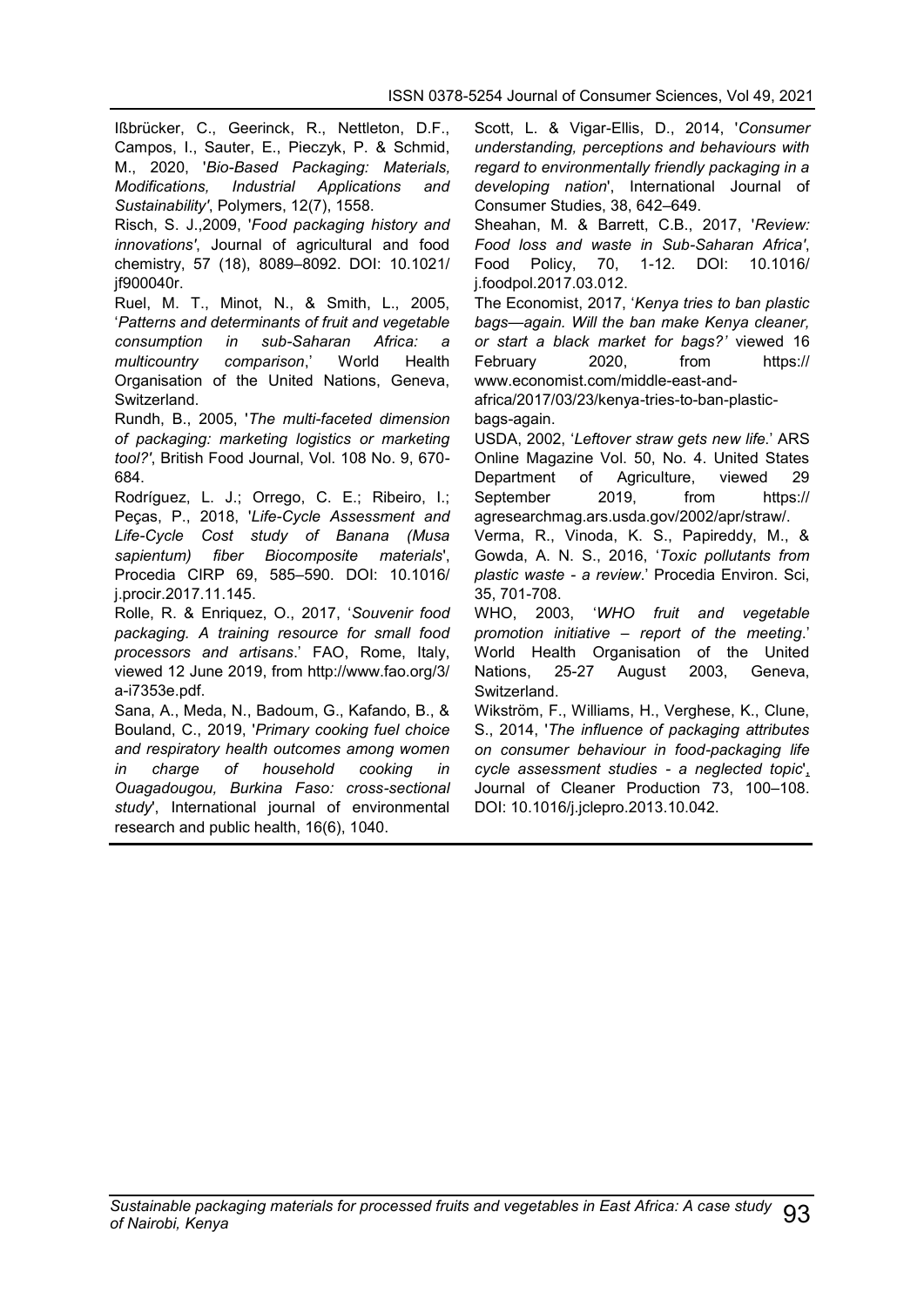Ißbrücker, C., Geerinck, R., Nettleton, D.F., Campos, I., Sauter, E., Pieczyk, P. & Schmid, M., 2020, '*Bio-Based Packaging: Materials, Modifications, Industrial Applications and Sustainability'*, Polymers, 12(7), 1558.

Risch, S. J.,2009, '*Food packaging history and innovations'*, Journal of agricultural and food chemistry, 57 (18), 8089–8092. DOI: 10.1021/jf900040r.

Ruel, M. T., Minot, N., & Smith, L., 2005, '*Patterns and determinants of fruit and vegetable consumption in sub-Saharan Africa: a multicountry comparison*,' World Health Organisation of the United Nations, Geneva, Switzerland.

Rundh, B., 2005, '*The multi-faceted dimension of packaging: marketing logistics or marketing tool?'*, British Food Journal, Vol. 108 No. 9, 670-684.

Rodríguez, L. J.; Orrego, C. E.; Ribeiro, I.; Peças, P., 2018, '*Life-Cycle Assessment and Life-Cycle Cost study of Banana (Musa sapientum) fiber Biocomposite materials*', Procedia CIRP 69, 585–590. DOI: 10.1016/j.procir.2017.11.145.

Rolle, R. & Enriquez, O., 2017, '*Souvenir food packaging. A training resource for small food processors and artisans*.' FAO, Rome, Italy, viewed 12 June 2019, from http://www.fao.org/3/a-i7353e.pdf.

Sana, A., Meda, N., Badoum, G., Kafando, B., & Bouland, C., 2019, '*Primary cooking fuel choice and respiratory health outcomes among women in charge of household cooking in Ouagadougou, Burkina Faso: cross-sectional study*', International journal of environmental research and public health, 16(6), 1040.

Scott, L. & Vigar-Ellis, D., 2014, '*Consumer understanding, perceptions and behaviours with regard to environmentally friendly packaging in a developing nation*', International Journal of Consumer Studies, 38, 642–649.

Sheahan, M. & Barrett, C.B., 2017, '*Review: Food loss and waste in Sub-Saharan Africa'*, Food Policy, 70, 1-12. DOI: 10.1016/j.foodpol.2017.03.012.

The Economist, 2017, '*Kenya tries to ban plastic bags—again. Will the ban make Kenya cleaner, or start a black market for bags?'* viewed 16 February 2020, from https://www.economist.com/middle-east-and-africa/2017/03/23/kenya-tries-to-ban-plastic-bags-again.

USDA, 2002, '*Leftover straw gets new life.*' ARS Online Magazine Vol. 50, No. 4. United States Department of Agriculture, viewed 29 September 2019, from https://agresearchmag.ars.usda.gov/2002/apr/straw/.

Verma, R., Vinoda, K. S., Papireddy, M., & Gowda, A. N. S., 2016, '*Toxic pollutants from plastic waste - a review*.' Procedia Environ. Sci, 35, 701-708.

WHO, 2003, '*WHO fruit and vegetable promotion initiative – report of the meeting*.' World Health Organisation of the United Nations, 25-27 August 2003, Geneva, Switzerland.

Wikström, F., Williams, H., Verghese, K., Clune, S., 2014, '*The influence of packaging attributes on consumer behaviour in food-packaging life cycle assessment studies - a neglected topic*', Journal of Cleaner Production 73, 100–108. DOI: 10.1016/j.jclepro.2013.10.042.